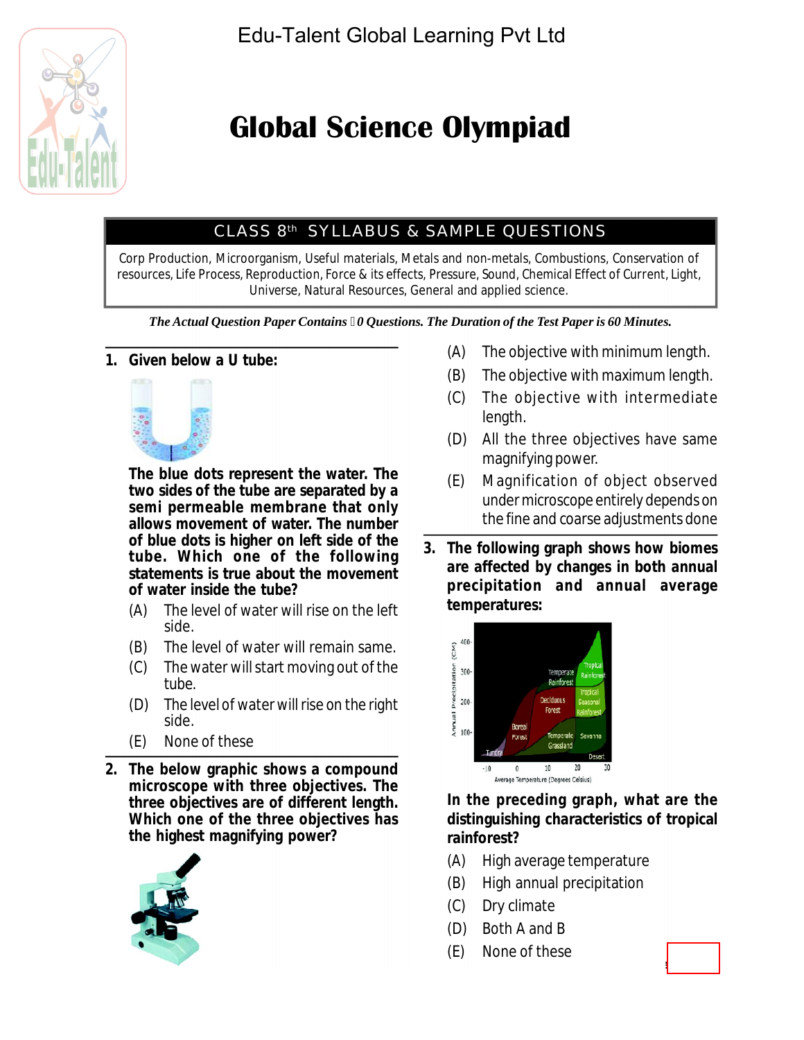Edu-Talent Global Learning Pvt Ltd

# Global Science Olympiad

## CLASS 8th SYLLABUS & SAMPLE QUESTIONS

Corp Production, Microorganism, Useful materials, Metals and non-metals, Combustions, Conservation of resources, Life Process, Reproduction, Force & its effects, Pressure, Sound, Chemical Effect of Current, Light, Universe, Natural Resources, General and applied science.

*The Actual Question Paper Contains 0 Questions. The Duration of the Test Paper is 60 Minutes.*

**1. Given below a U tube:**

**The blue dots represent the water. The two sides of the tube are separated by a semi permeable membrane that only allows movement of water. The number of blue dots is higher on left side of the tube. Which one of the following statements is true about the movement of water inside the tube?**

(A) The level of water will rise on the left side.

(B) The level of water will remain same.

(C) The water will start moving out of the tube.

(D) The level of water will rise on the right side.

(E) None of these

**2. The below graphic shows a compound microscope with three objectives. The three objectives are of different length. Which one of the three objectives has the highest magnifying power?**

(A) The objective with minimum length.

(B) The objective with maximum length.

(C) The objective with intermediate length.

(D) All the three objectives have same magnifying power.

(E) Magnification of object observed under microscope entirely depends on the fine and coarse adjustments done

**3. The following graph shows how biomes are affected by changes in both annual precipitation and annual average temperatures:**

**In the preceding graph, what are the distinguishing characteristics of tropical rainforest?**

(A) High average temperature

(B) High annual precipitation

(C) Dry climate

(D) Both A and B

(E) None of these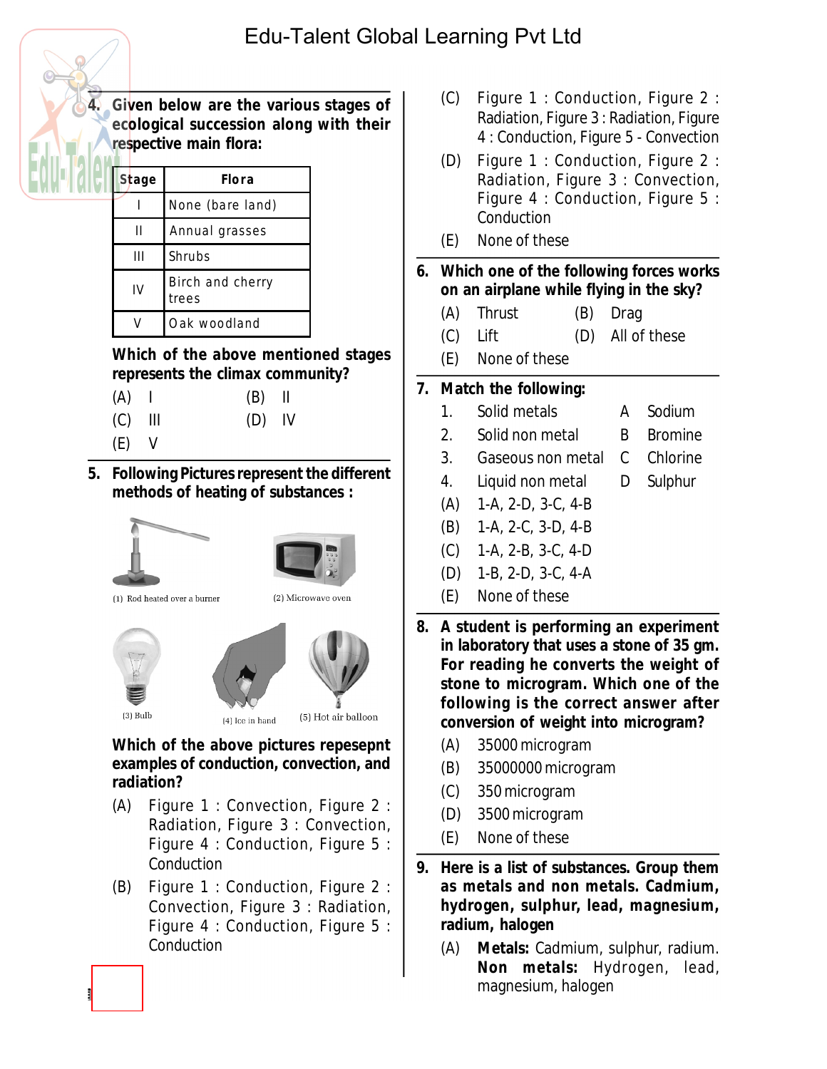4. **Given below are the various stages of ecological succession along with their respective main flora:**

| Stage | Flora |
|---|---|
| I | None (bare land) |
| II | Annual grasses |
| III | Shrubs |
| IV | Birch and cherry trees |
| V | Oak woodland |

**Which of the above mentioned stages represents the climax community?**

(A) I (B) II
(C) III (D) IV
(E) V

5. **Following Pictures represent the different methods of heating of substances :**

(1) Rod heated over a burner
(2) Microwave oven
(3) Bulb
(4) Ice in hand
(5) Hot air balloon

**Which of the above pictures repesepnt examples of conduction, convection, and radiation?**

(A) Figure 1 : Convection, Figure 2 : Radiation, Figure 3 : Convection, Figure 4 : Conduction, Figure 5 : Conduction
(B) Figure 1 : Conduction, Figure 2 : Convection, Figure 3 : Radiation, Figure 4 : Conduction, Figure 5 : Conduction
(C) Figure 1 : Conduction, Figure 2 : Radiation, Figure 3 : Radiation, Figure 4 : Conduction, Figure 5 - Convection
(D) Figure 1 : Conduction, Figure 2 : Radiation, Figure 3 : Convection, Figure 4 : Conduction, Figure 5 : Conduction
(E) None of these

6. **Which one of the following forces works on an airplane while flying in the sky?**

(A) Thrust (B) Drag
(C) Lift (D) All of these
(E) None of these

7. **Match the following:**

| | | | |
|---|---|---|---|
| 1. | Solid metals | A | Sodium |
| 2. | Solid non metal | B | Bromine |
| 3. | Gaseous non metal | C | Chlorine |
| 4. | Liquid non metal | D | Sulphur |

(A) 1-A, 2-D, 3-C, 4-B
(B) 1-A, 2-C, 3-D, 4-B
(C) 1-A, 2-B, 3-C, 4-D
(D) 1-B, 2-D, 3-C, 4-A
(E) None of these

8. **A student is performing an experiment in laboratory that uses a stone of 35 gm. For reading he converts the weight of stone to microgram. Which one of the following is the correct answer after conversion of weight into microgram?**

(A) 35000 microgram
(B) 35000000 microgram
(C) 350 microgram
(D) 3500 microgram
(E) None of these

9. **Here is a list of substances. Group them as metals and non metals. Cadmium, hydrogen, sulphur, lead, magnesium, radium, halogen**

(A) **Metals:** Cadmium, sulphur, radium. **Non metals:** Hydrogen, lead, magnesium, halogen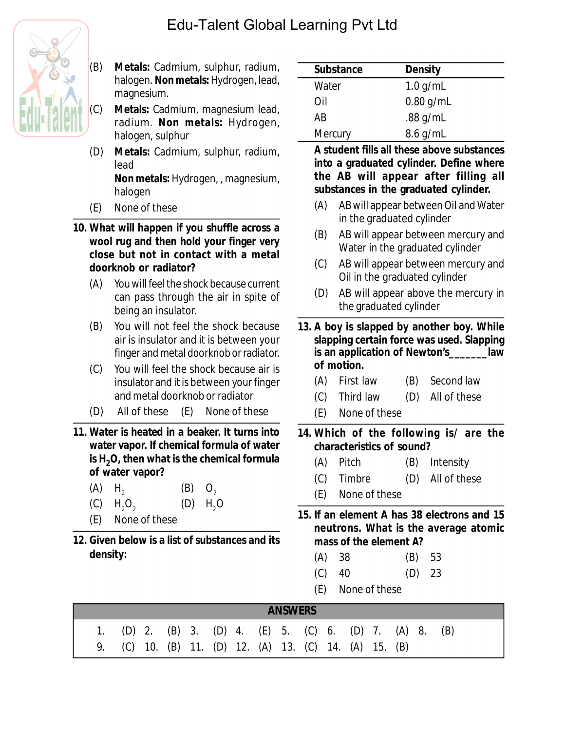(B) **Metals:** Cadmium, sulphur, radium, halogen. **Non metals:** Hydrogen, lead, magnesium.

(C) **Metals:** Cadmium, magnesium lead, radium. **Non metals:** Hydrogen, halogen, sulphur

(D) **Metals:** Cadmium, sulphur, radium, lead
**Non metals:** Hydrogen, , magnesium, halogen

(E) None of these

**10. What will happen if you shuffle across a wool rug and then hold your finger very close but not in contact with a metal doorknob or radiator?**

(A) You will feel the shock because current can pass through the air in spite of being an insulator.

(B) You will not feel the shock because air is insulator and it is between your finger and metal doorknob or radiator.

(C) You will feel the shock because air is insulator and it is between your finger and metal doorknob or radiator

(D) All of these (E) None of these

**11. Water is heated in a beaker. It turns into water vapor. If chemical formula of water is $H_2O$, then what is the chemical formula of water vapor?**

(A) $H_2$ (B) $O_2$

(C) $H_2O_2$ (D) $H_2O$

(E) None of these

**12. Given below is a list of substances and its density:**

| Substance | Density |
|---|---|
| Water | 1.0 g/mL |
| Oil | 0.80 g/mL |
| AB | .88 g/mL |
| Mercury | 8.6 g/mL |

**A student fills all these above substances into a graduated cylinder. Define where the AB will appear after filling all substances in the graduated cylinder.**

(A) AB will appear between Oil and Water in the graduated cylinder

(B) AB will appear between mercury and Water in the graduated cylinder

(C) AB will appear between mercury and Oil in the graduated cylinder

(D) AB will appear above the mercury in the graduated cylinder

**13. A boy is slapped by another boy. While slapping certain force was used. Slapping is an application of Newton's_______law of motion.**

(A) First law (B) Second law

(C) Third law (D) All of these

(E) None of these

**14. Which of the following is/ are the characteristics of sound?**

(A) Pitch (B) Intensity

(C) Timbre (D) All of these

(E) None of these

**15. If an element A has 38 electrons and 15 neutrons. What is the average atomic mass of the element A?**

(A) 38 (B) 53

(C) 40 (D) 23

(E) None of these

**ANSWERS**

1. (D) 2. (B) 3. (D) 4. (E) 5. (C) 6. (D) 7. (A) 8. (B)
9. (C) 10. (B) 11. (D) 12. (A) 13. (C) 14. (A) 15. (B)